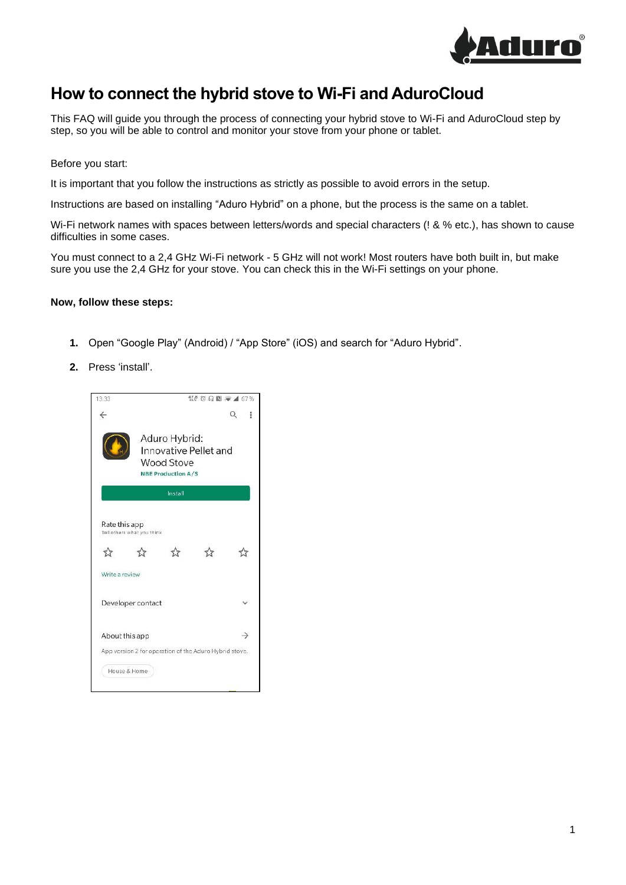# How to connect the hybrid stove to Wi-Fi and AduroCloud

This FAQ will guide you through the process of connecting your hybrid stove to Wi-Fi and AduroCloud step by step, so you will be able to control and monitor your stove from your phone or tablet.

Before you start:

It is important that you follow the instructions as strictly as possible to avoid errors in the setup.

Instructions are based on installing "Aduro Hybrid" on a phone, but the process is the same on a tablet.

Wi-Fi network names with spaces between letters/words and special characters (! & % etc.), has shown to cause difficulties in some cases.

You must connect to a 2,4 GHz Wi-Fi network - 5 GHz will not work! Most routers have both built in, but make sure you use the 2,4 GHz for your stove. You can check this in the Wi-Fi settings on your phone.

**Now, follow these steps:**

1. Open "Google Play" (Android) / "App Store" (iOS) and search for "Aduro Hybrid".
2. Press 'install'.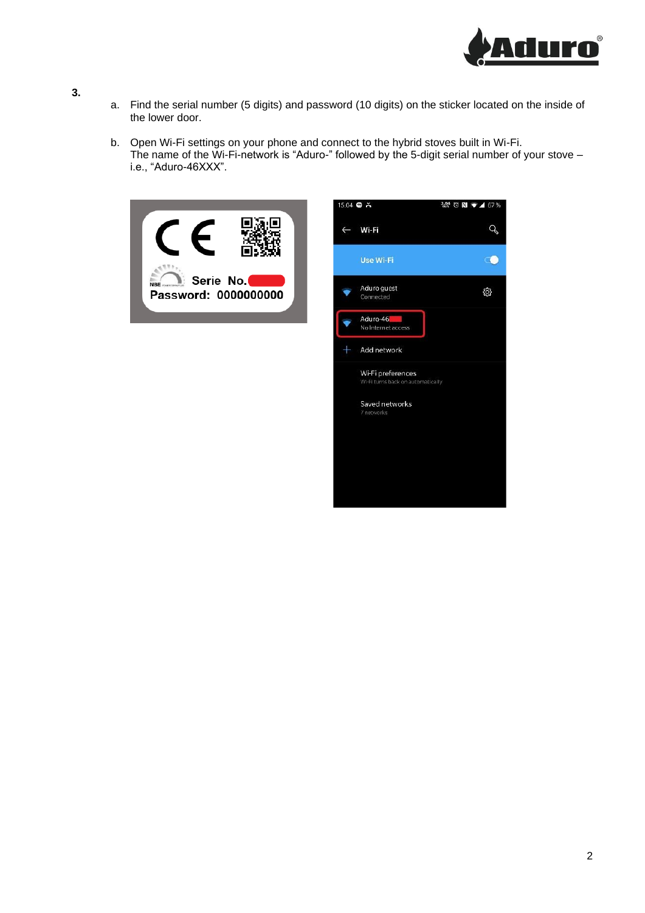**3.**

a. Find the serial number (5 digits) and password (10 digits) on the sticker located on the inside of the lower door.

b. Open Wi-Fi settings on your phone and connect to the hybrid stoves built in Wi-Fi.
The name of the Wi-Fi-network is “Aduro-” followed by the 5-digit serial number of your stove – i.e., “Aduro-46XXX”.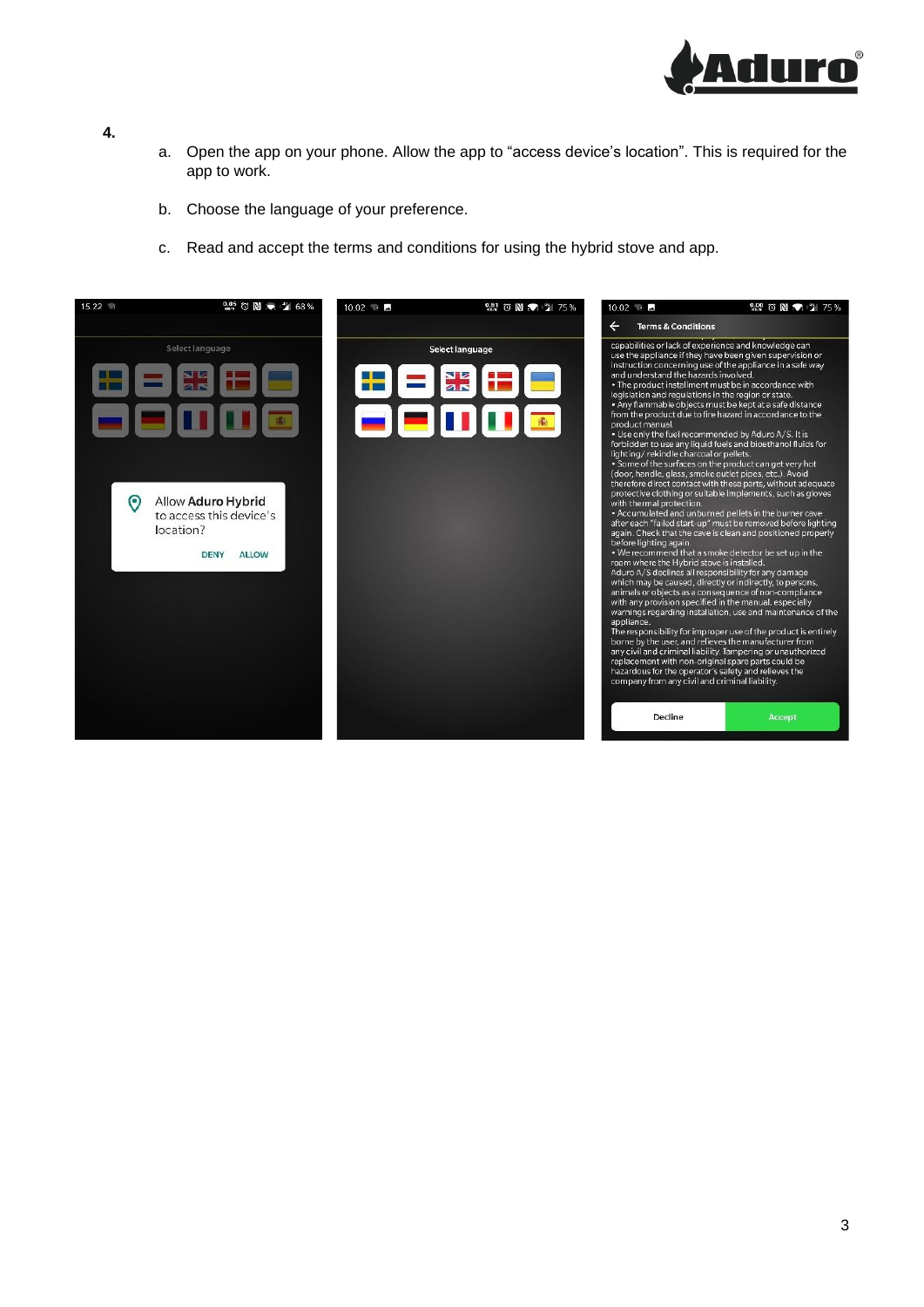4.

a. Open the app on your phone. Allow the app to "access device's location". This is required for the app to work.

b. Choose the language of your preference.

c. Read and accept the terms and conditions for using the hybrid stove and app.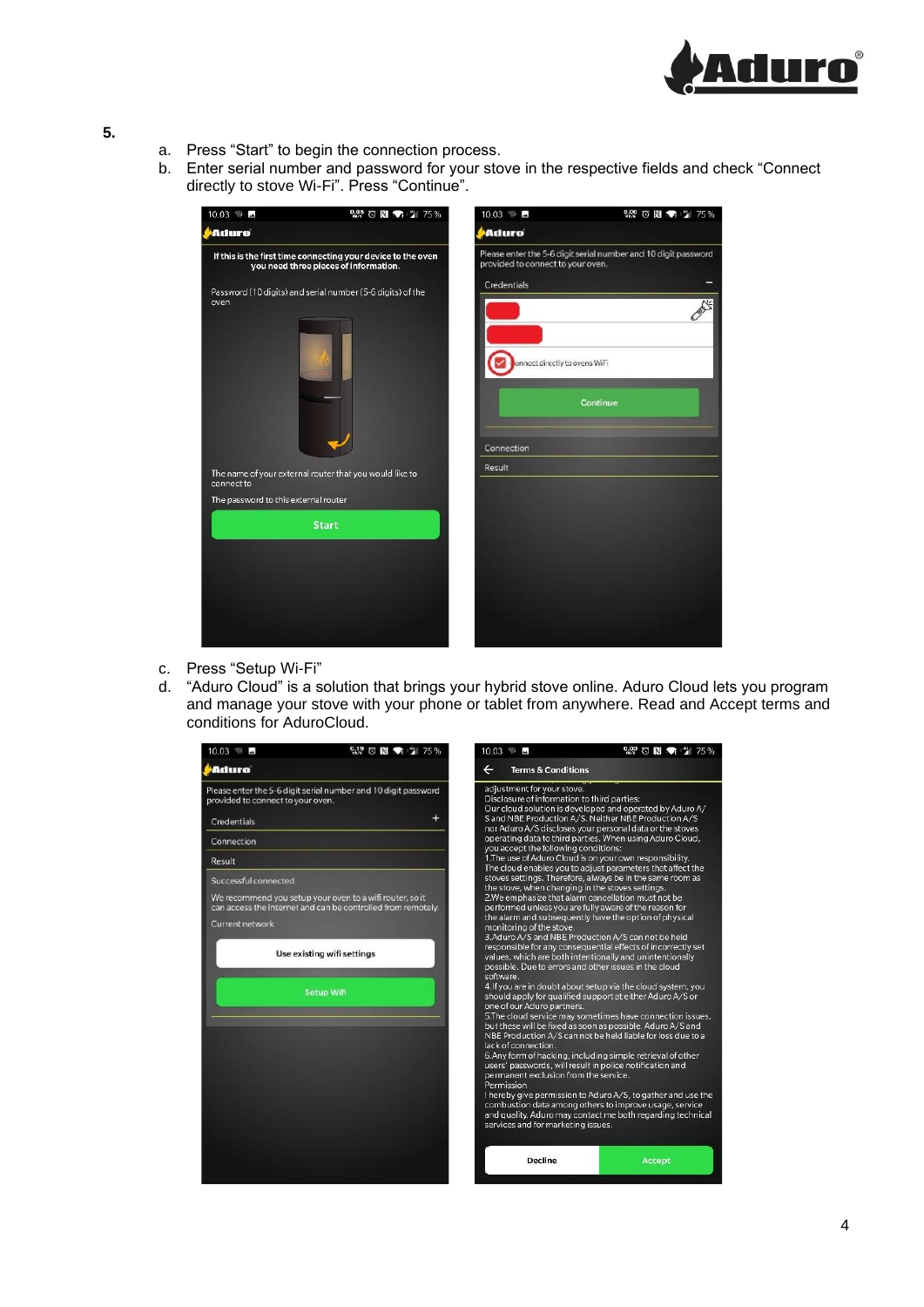**5.**

a. Press “Start” to begin the connection process.
b. Enter serial number and password for your stove in the respective fields and check “Connect directly to stove Wi-Fi”. Press “Continue”.

c. Press “Setup Wi-Fi”
d. “Aduro Cloud” is a solution that brings your hybrid stove online. Aduro Cloud lets you program and manage your stove with your phone or tablet from anywhere. Read and Accept terms and conditions for AduroCloud.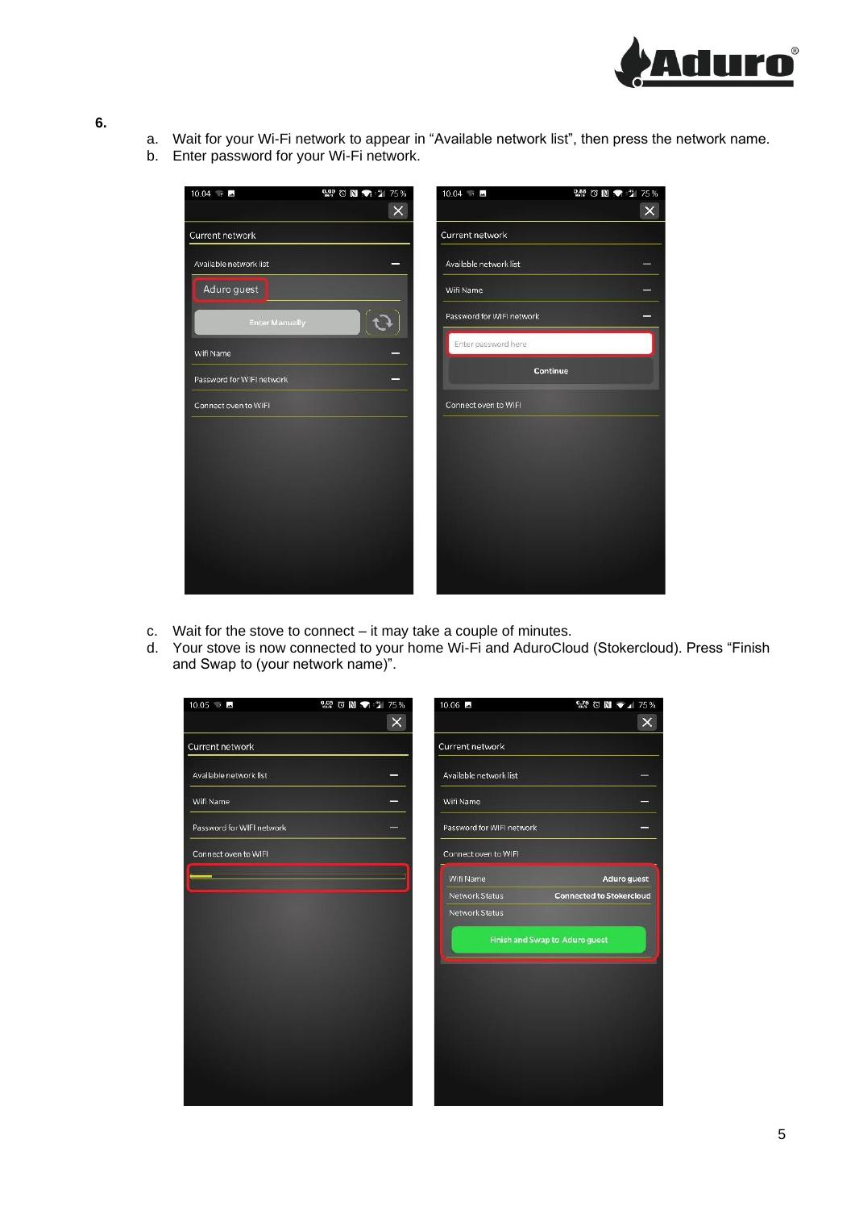**6.**

a. Wait for your Wi-Fi network to appear in “Available network list”, then press the network name.
b. Enter password for your Wi-Fi network.

c. Wait for the stove to connect – it may take a couple of minutes.
d. Your stove is now connected to your home Wi-Fi and AduroCloud (Stokercloud). Press “Finish and Swap to (your network name)”.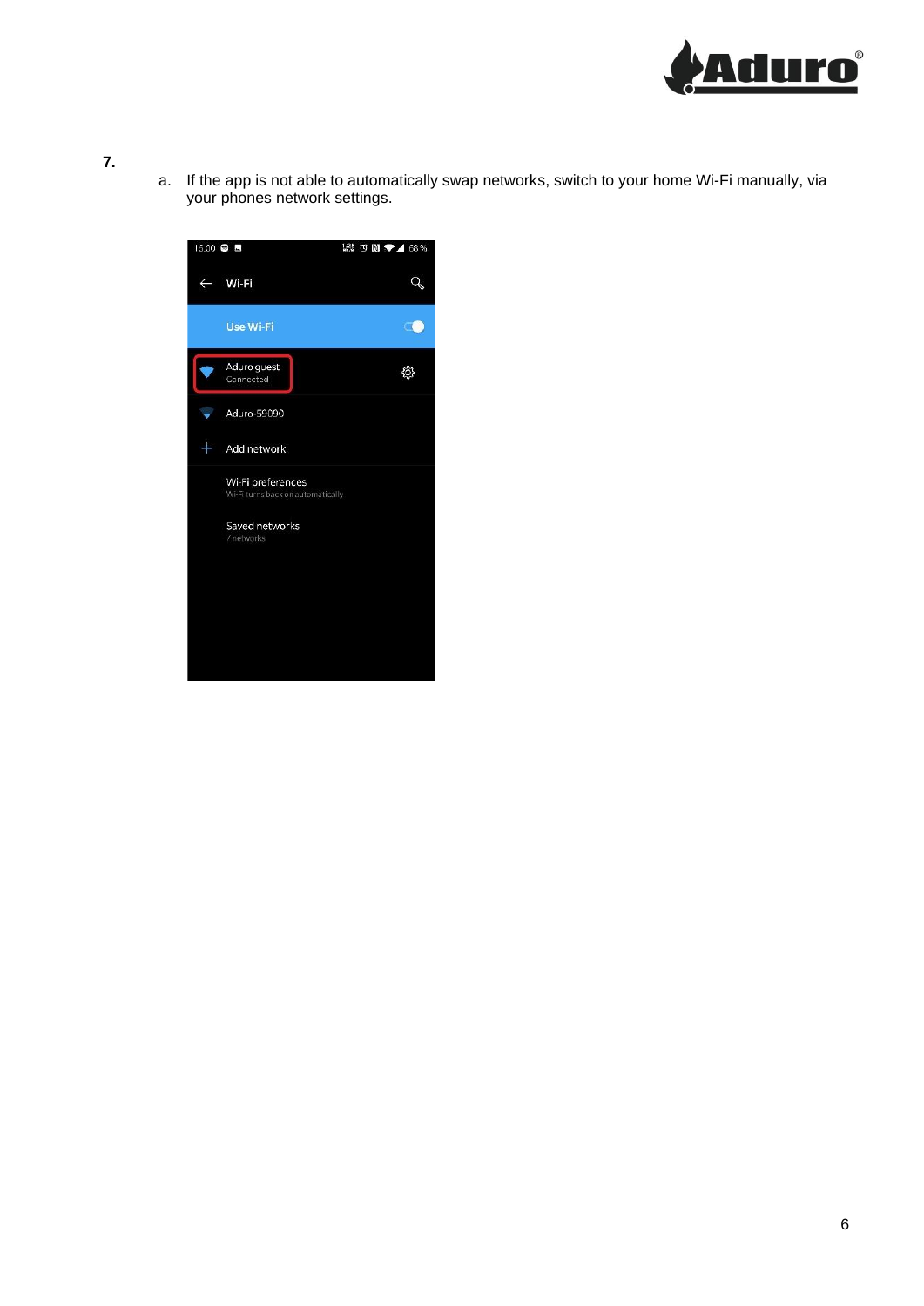**7.**

a. If the app is not able to automatically swap networks, switch to your home Wi-Fi manually, via your phones network settings.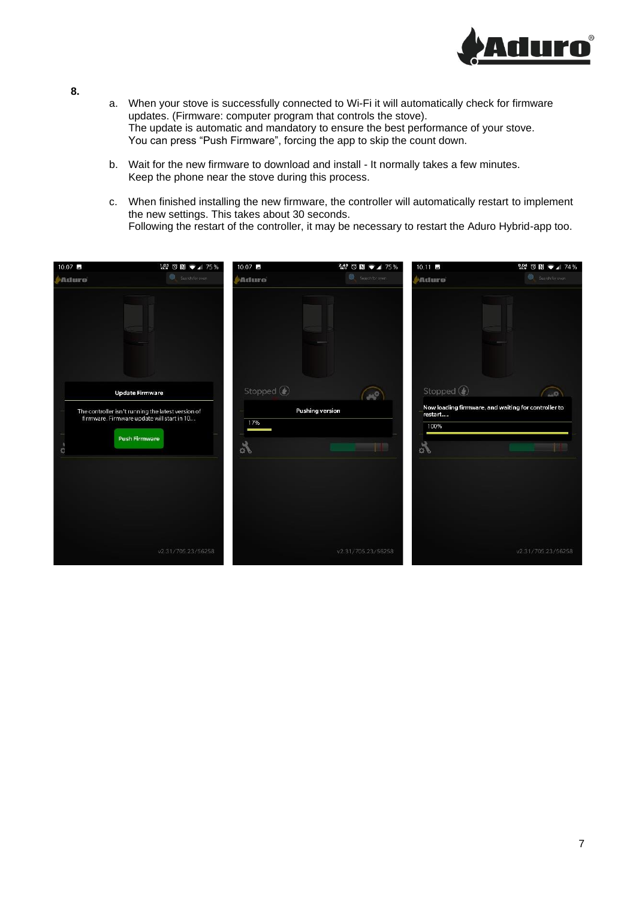**8.**

a. When your stove is successfully connected to Wi-Fi it will automatically check for firmware updates. (Firmware: computer program that controls the stove).
   The update is automatic and mandatory to ensure the best performance of your stove.
   You can press "Push Firmware", forcing the app to skip the count down.

b. Wait for the new firmware to download and install - It normally takes a few minutes.
   Keep the phone near the stove during this process.

c. When finished installing the new firmware, the controller will automatically restart to implement the new settings. This takes about 30 seconds.
   Following the restart of the controller, it may be necessary to restart the Aduro Hybrid-app too.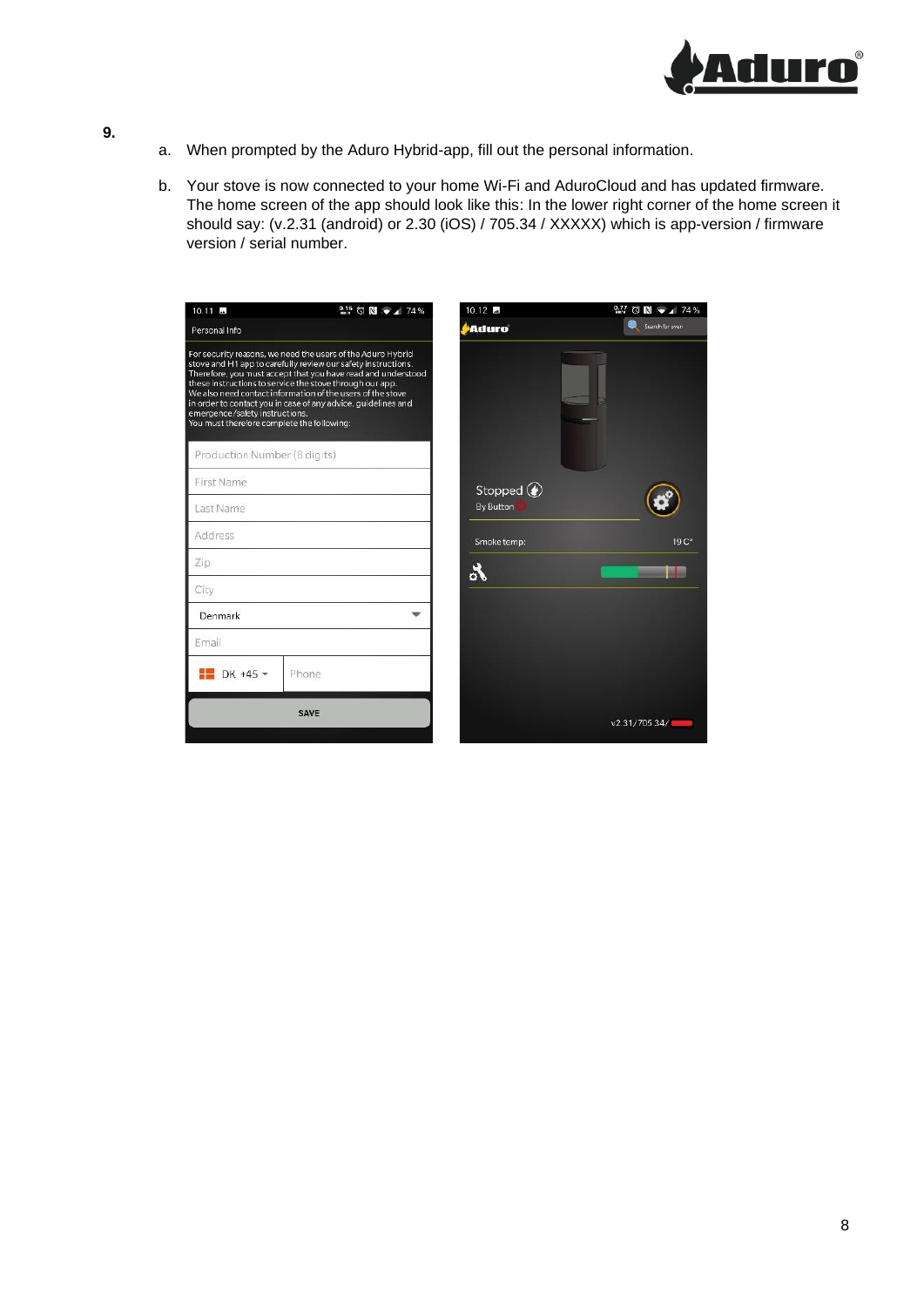**9.**

a. When prompted by the Aduro Hybrid-app, fill out the personal information.

b. Your stove is now connected to your home Wi-Fi and AduroCloud and has updated firmware. The home screen of the app should look like this: In the lower right corner of the home screen it should say: (v.2.31 (android) or 2.30 (iOS) / 705.34 / XXXXX) which is app-version / firmware version / serial number.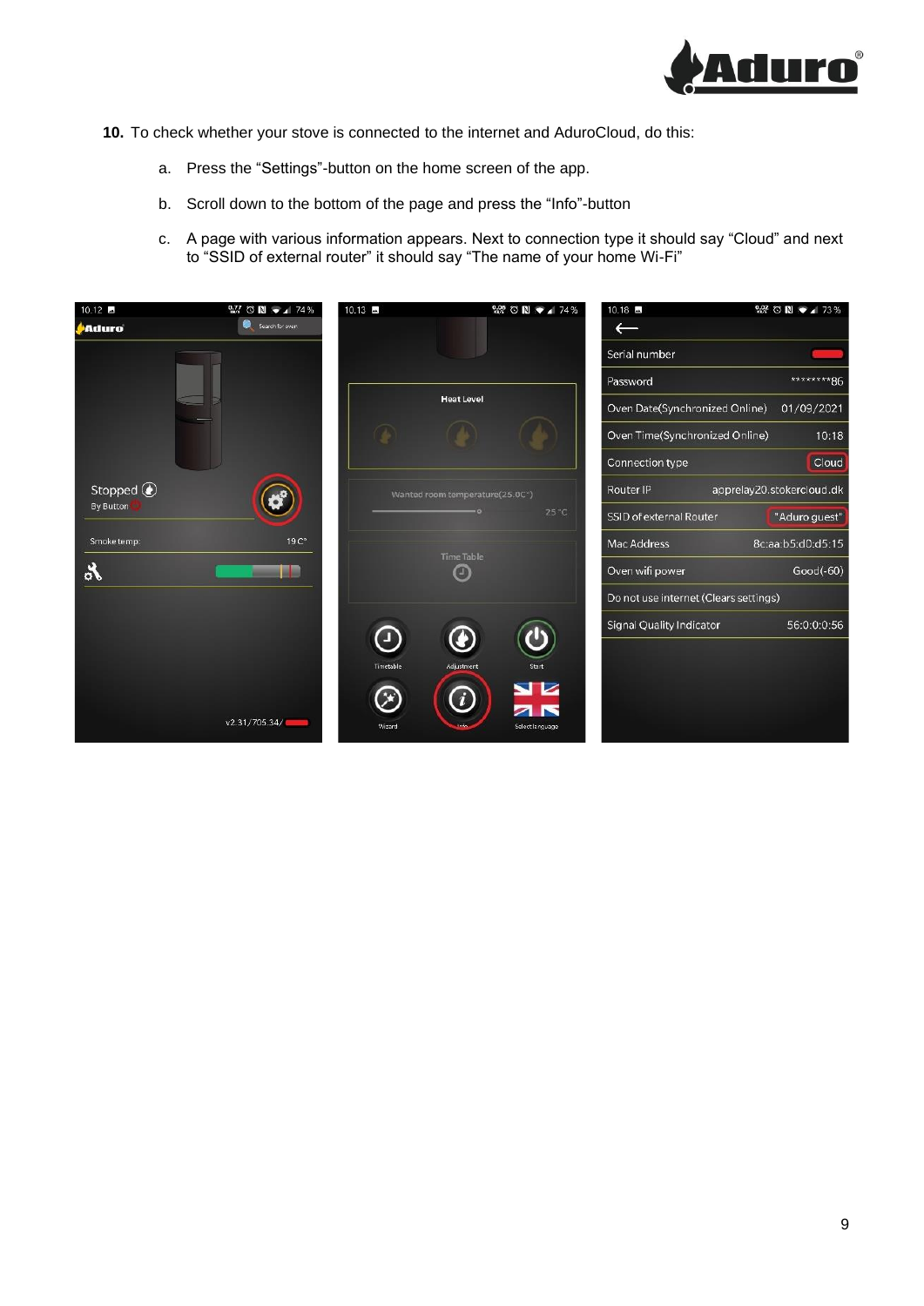10. To check whether your stove is connected to the internet and AduroCloud, do this:

    a. Press the "Settings"-button on the home screen of the app.

    b. Scroll down to the bottom of the page and press the "Info"-button

    c. A page with various information appears. Next to connection type it should say "Cloud" and next to "SSID of external router" it should say "The name of your home Wi-Fi"